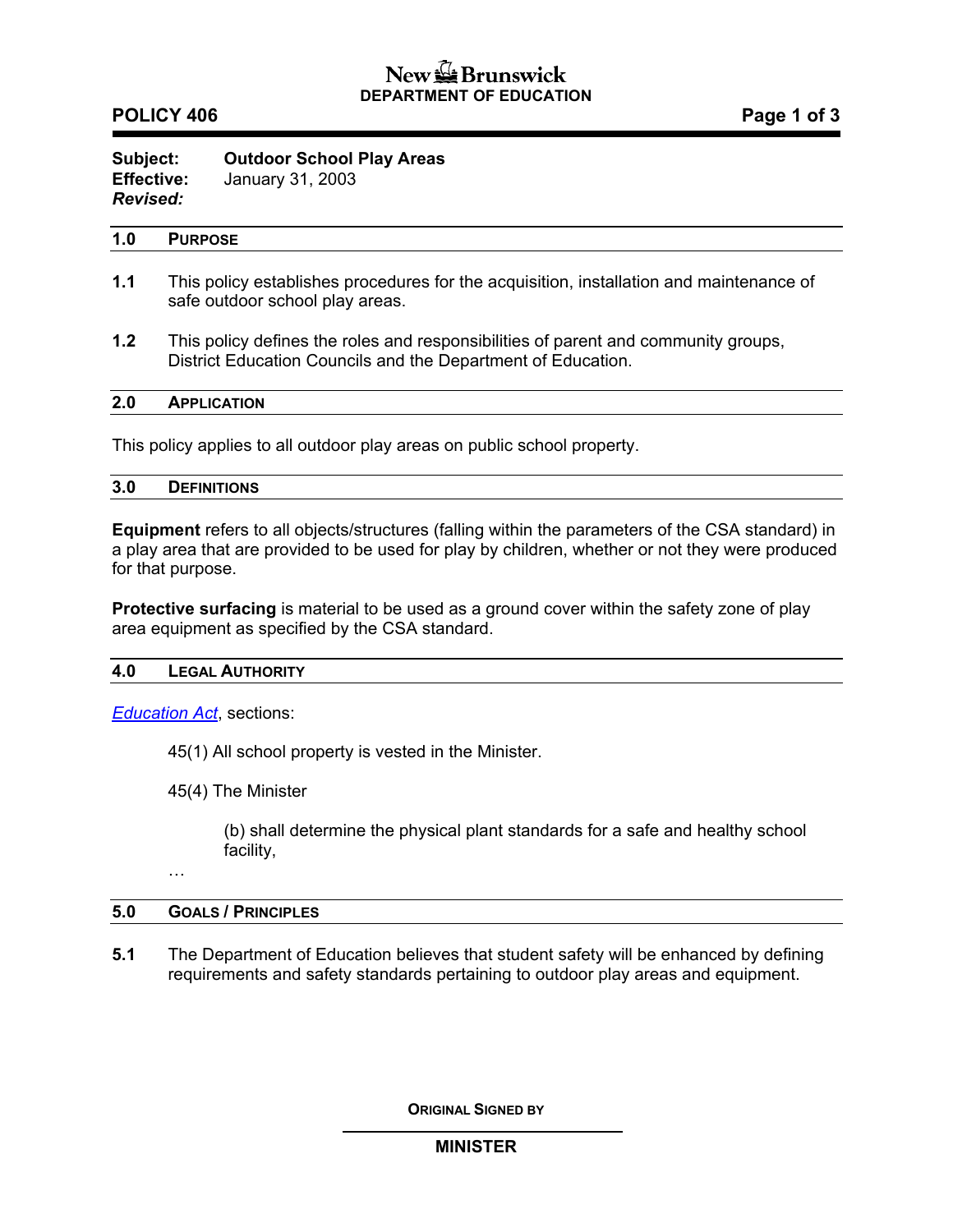**New Brunswick**
**DEPARTMENT OF EDUCATION**

**POLICY 406**

**Subject:** **Outdoor School Play Areas**
**Effective:** January 31, 2003
***Revised:***

## 1.0 PURPOSE

**1.1** This policy establishes procedures for the acquisition, installation and maintenance of safe outdoor school play areas.

**1.2** This policy defines the roles and responsibilities of parent and community groups, District Education Councils and the Department of Education.

## 2.0 APPLICATION

This policy applies to all outdoor play areas on public school property.

## 3.0 DEFINITIONS

**Equipment** refers to all objects/structures (falling within the parameters of the CSA standard) in a play area that are provided to be used for play by children, whether or not they were produced for that purpose.

**Protective surfacing** is material to be used as a ground cover within the safety zone of play area equipment as specified by the CSA standard.

## 4.0 LEGAL AUTHORITY

*Education Act*, sections:

> 45(1) All school property is vested in the Minister.
>
> 45(4) The Minister
>
> > (b) shall determine the physical plant standards for a safe and healthy school facility,
>
> …

## 5.0 GOALS / PRINCIPLES

**5.1** The Department of Education believes that student safety will be enhanced by defining requirements and safety standards pertaining to outdoor play areas and equipment.

ORIGINAL SIGNED BY

**MINISTER**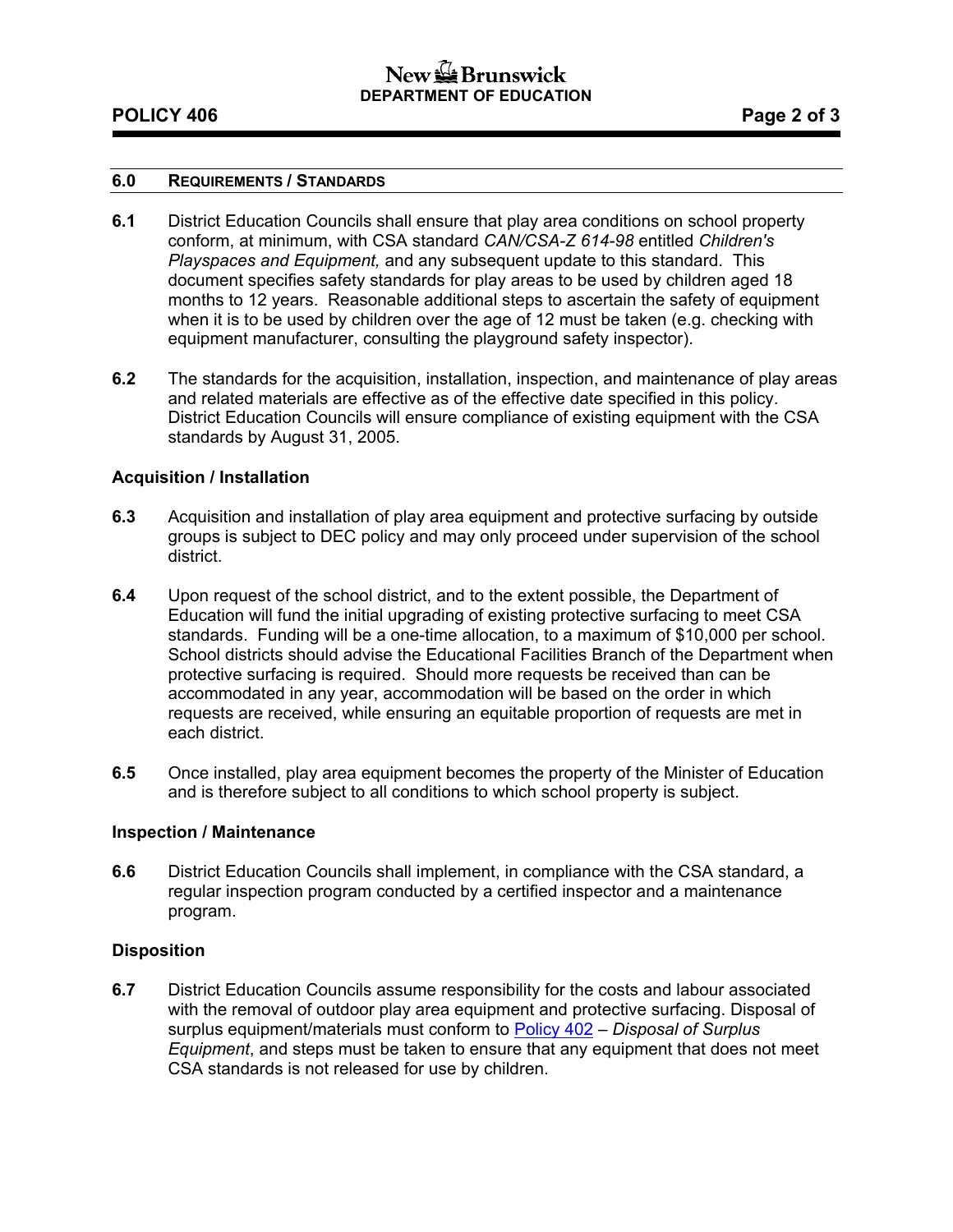## 6.0 REQUIREMENTS / STANDARDS

**6.1** District Education Councils shall ensure that play area conditions on school property conform, at minimum, with CSA standard *CAN/CSA-Z 614-98* entitled *Children's Playspaces and Equipment,* and any subsequent update to this standard. This document specifies safety standards for play areas to be used by children aged 18 months to 12 years. Reasonable additional steps to ascertain the safety of equipment when it is to be used by children over the age of 12 must be taken (e.g. checking with equipment manufacturer, consulting the playground safety inspector).

**6.2** The standards for the acquisition, installation, inspection, and maintenance of play areas and related materials are effective as of the effective date specified in this policy. District Education Councils will ensure compliance of existing equipment with the CSA standards by August 31, 2005.

### Acquisition / Installation

**6.3** Acquisition and installation of play area equipment and protective surfacing by outside groups is subject to DEC policy and may only proceed under supervision of the school district.

**6.4** Upon request of the school district, and to the extent possible, the Department of Education will fund the initial upgrading of existing protective surfacing to meet CSA standards. Funding will be a one-time allocation, to a maximum of $10,000 per school. School districts should advise the Educational Facilities Branch of the Department when protective surfacing is required. Should more requests be received than can be accommodated in any year, accommodation will be based on the order in which requests are received, while ensuring an equitable proportion of requests are met in each district.

**6.5** Once installed, play area equipment becomes the property of the Minister of Education and is therefore subject to all conditions to which school property is subject.

### Inspection / Maintenance

**6.6** District Education Councils shall implement, in compliance with the CSA standard, a regular inspection program conducted by a certified inspector and a maintenance program.

### Disposition

**6.7** District Education Councils assume responsibility for the costs and labour associated with the removal of outdoor play area equipment and protective surfacing. Disposal of surplus equipment/materials must conform to Policy 402 – *Disposal of Surplus Equipment*, and steps must be taken to ensure that any equipment that does not meet CSA standards is not released for use by children.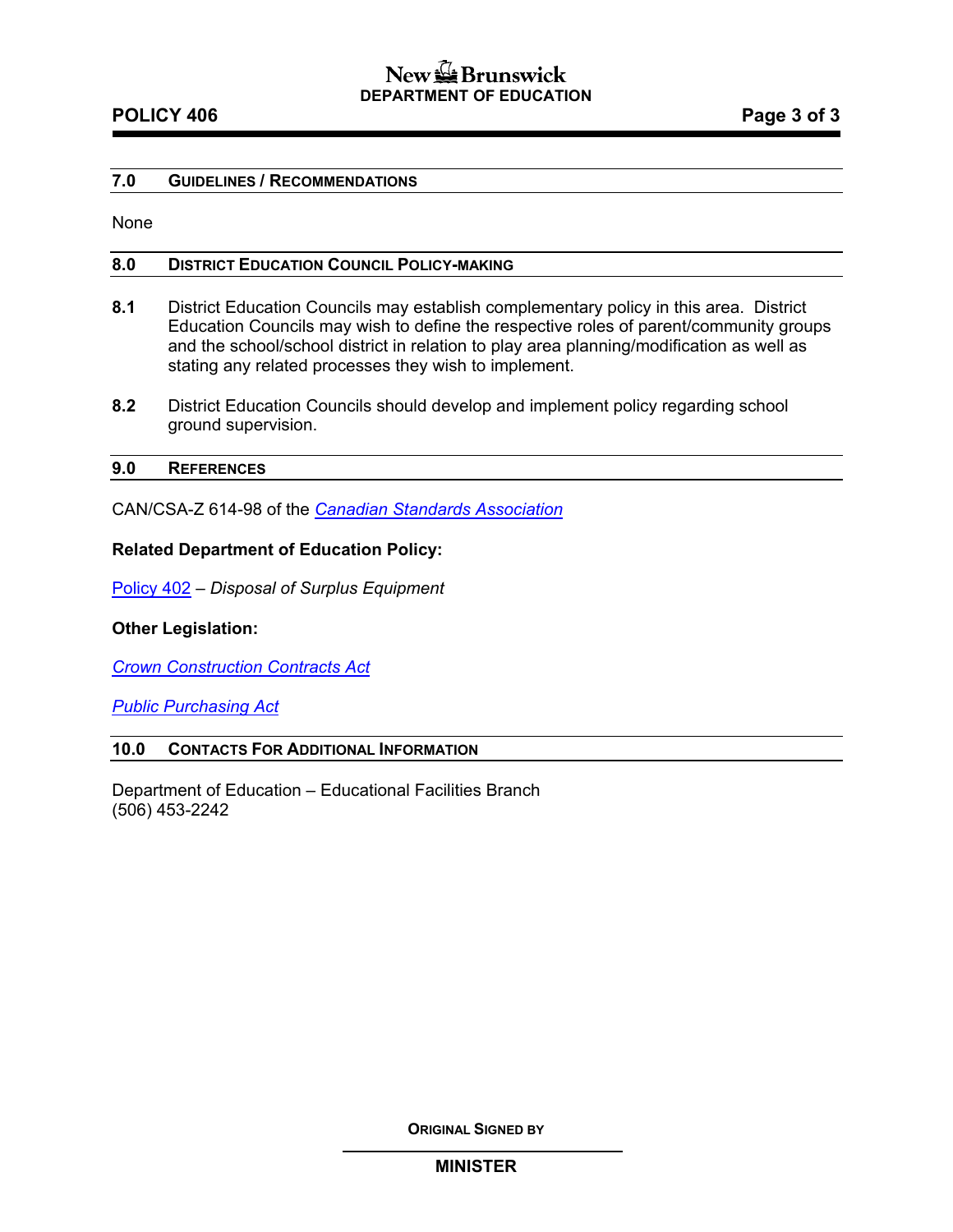## 7.0 GUIDELINES / RECOMMENDATIONS

None

## 8.0 DISTRICT EDUCATION COUNCIL POLICY-MAKING

**8.1** District Education Councils may establish complementary policy in this area. District Education Councils may wish to define the respective roles of parent/community groups and the school/school district in relation to play area planning/modification as well as stating any related processes they wish to implement.

**8.2** District Education Councils should develop and implement policy regarding school ground supervision.

## 9.0 REFERENCES

CAN/CSA-Z 614-98 of the *Canadian Standards Association*

**Related Department of Education Policy:**

Policy 402 – *Disposal of Surplus Equipment*

**Other Legislation:**

*Crown Construction Contracts Act*

*Public Purchasing Act*

## 10.0 CONTACTS FOR ADDITIONAL INFORMATION

Department of Education – Educational Facilities Branch
(506) 453-2242

ORIGINAL SIGNED BY

**MINISTER**